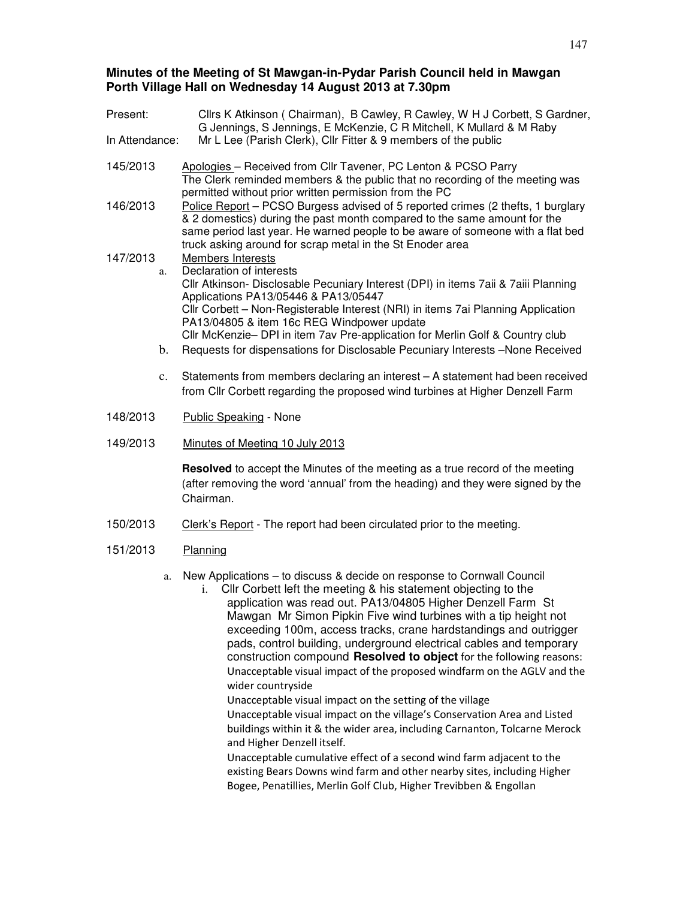## Minutes of the Meeting of St Mawgan-in-Pydar Parish Council held in Mawgan Porth Village Hall on Wednesday 14 August 2013 at 7.30pm

Present: Cllrs K Atkinson ( Chairman), B Cawley, R Cawley, W H J Corbett, S Gardner, G Jennings, S Jennings, E McKenzie, C R Mitchell, K Mullard & M Raby

In Attendance: Mr L Lee (Parish Clerk), Cllr Fitter & 9 members of the public

**145/2013** Apologies – Received from Cllr Tavener, PC Lenton & PCSO Parry
The Clerk reminded members & the public that no recording of the meeting was permitted without prior written permission from the PC

**146/2013** Police Report – PCSO Burgess advised of 5 reported crimes (2 thefts, 1 burglary & 2 domestics) during the past month compared to the same amount for the same period last year. He warned people to be aware of someone with a flat bed truck asking around for scrap metal in the St Enoder area

**147/2013** Members Interests

a. Declaration of interests
Cllr Atkinson- Disclosable Pecuniary Interest (DPI) in items 7aii & 7aiii Planning Applications PA13/05446 & PA13/05447
Cllr Corbett – Non-Registerable Interest (NRI) in items 7ai Planning Application PA13/04805 & item 16c REG Windpower update
Cllr McKenzie– DPI in item 7av Pre-application for Merlin Golf & Country club

b. Requests for dispensations for Disclosable Pecuniary Interests –None Received

c. Statements from members declaring an interest – A statement had been received from Cllr Corbett regarding the proposed wind turbines at Higher Denzell Farm

**148/2013** Public Speaking - None

**149/2013** Minutes of Meeting 10 July 2013

**Resolved** to accept the Minutes of the meeting as a true record of the meeting (after removing the word 'annual' from the heading) and they were signed by the Chairman.

**150/2013** Clerk's Report - The report had been circulated prior to the meeting.

**151/2013** Planning

a. New Applications – to discuss & decide on response to Cornwall Council

i. Cllr Corbett left the meeting & his statement objecting to the application was read out. PA13/04805 Higher Denzell Farm St Mawgan Mr Simon Pipkin Five wind turbines with a tip height not exceeding 100m, access tracks, crane hardstandings and outrigger pads, control building, underground electrical cables and temporary construction compound **Resolved to object** for the following reasons:
Unacceptable visual impact of the proposed windfarm on the AGLV and the wider countryside
Unacceptable visual impact on the setting of the village
Unacceptable visual impact on the village's Conservation Area and Listed buildings within it & the wider area, including Carnanton, Tolcarne Merock and Higher Denzell itself.
Unacceptable cumulative effect of a second wind farm adjacent to the existing Bears Downs wind farm and other nearby sites, including Higher Bogee, Penatillies, Merlin Golf Club, Higher Trevibben & Engollan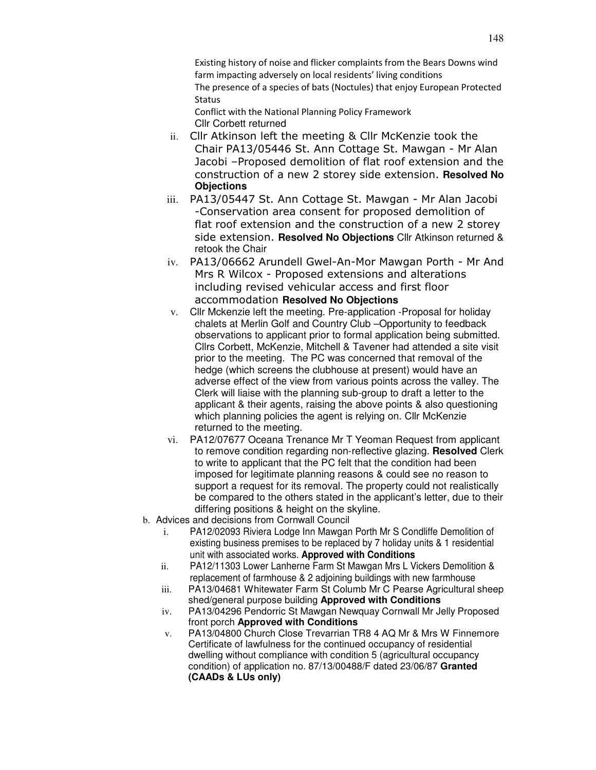Existing history of noise and flicker complaints from the Bears Downs wind farm impacting adversely on local residents' living conditions
The presence of a species of bats (Noctules) that enjoy European Protected Status
Conflict with the National Planning Policy Framework
Cllr Corbett returned

ii. Cllr Atkinson left the meeting & Cllr McKenzie took the Chair PA13/05446 St. Ann Cottage St. Mawgan - Mr Alan Jacobi –Proposed demolition of flat roof extension and the construction of a new 2 storey side extension. **Resolved No Objections**

iii. PA13/05447 St. Ann Cottage St. Mawgan - Mr Alan Jacobi -Conservation area consent for proposed demolition of flat roof extension and the construction of a new 2 storey side extension. **Resolved No Objections** Cllr Atkinson returned & retook the Chair

iv. PA13/06662 Arundell Gwel-An-Mor Mawgan Porth - Mr And Mrs R Wilcox - Proposed extensions and alterations including revised vehicular access and first floor accommodation **Resolved No Objections**

v. Cllr Mckenzie left the meeting. Pre-application -Proposal for holiday chalets at Merlin Golf and Country Club –Opportunity to feedback observations to applicant prior to formal application being submitted. Cllrs Corbett, McKenzie, Mitchell & Tavener had attended a site visit prior to the meeting. The PC was concerned that removal of the hedge (which screens the clubhouse at present) would have an adverse effect of the view from various points across the valley. The Clerk will liaise with the planning sub-group to draft a letter to the applicant & their agents, raising the above points & also questioning which planning policies the agent is relying on. Cllr McKenzie returned to the meeting.

vi. PA12/07677 Oceana Trenance Mr T Yeoman Request from applicant to remove condition regarding non-reflective glazing. **Resolved** Clerk to write to applicant that the PC felt that the condition had been imposed for legitimate planning reasons & could see no reason to support a request for its removal. The property could not realistically be compared to the others stated in the applicant's letter, due to their differing positions & height on the skyline.

b. Advices and decisions from Cornwall Council

i. PA12/02093 Riviera Lodge Inn Mawgan Porth Mr S Condliffe Demolition of existing business premises to be replaced by 7 holiday units & 1 residential unit with associated works. **Approved with Conditions**

ii. PA12/11303 Lower Lanherne Farm St Mawgan Mrs L Vickers Demolition & replacement of farmhouse & 2 adjoining buildings with new farmhouse

iii. PA13/04681 Whitewater Farm St Columb Mr C Pearse Agricultural sheep shed/general purpose building **Approved with Conditions**

iv. PA13/04296 Pendorric St Mawgan Newquay Cornwall Mr Jelly Proposed front porch **Approved with Conditions**

v. PA13/04800 Church Close Trevarrian TR8 4 AQ Mr & Mrs W Finnemore Certificate of lawfulness for the continued occupancy of residential dwelling without compliance with condition 5 (agricultural occupancy condition) of application no. 87/13/00488/F dated 23/06/87 **Granted (CAADs & LUs only)**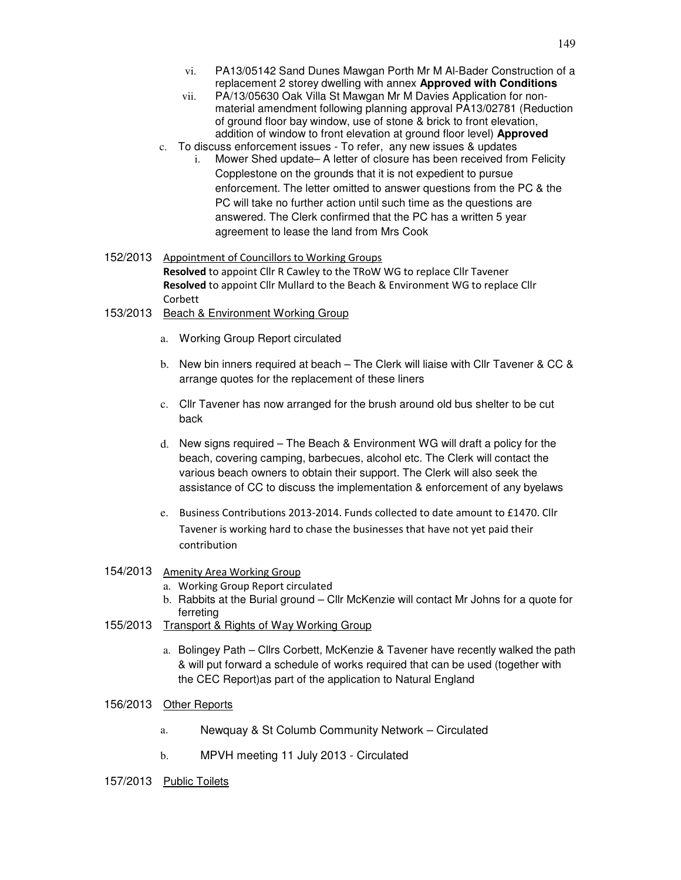vi. PA13/05142 Sand Dunes Mawgan Porth Mr M Al-Bader Construction of a replacement 2 storey dwelling with annex **Approved with Conditions**

vii. PA/13/05630 Oak Villa St Mawgan Mr M Davies Application for non-material amendment following planning approval PA13/02781 (Reduction of ground floor bay window, use of stone & brick to front elevation, addition of window to front elevation at ground floor level) **Approved**

c. To discuss enforcement issues - To refer, any new issues & updates

   i. Mower Shed update– A letter of closure has been received from Felicity Copplestone on the grounds that it is not expedient to pursue enforcement. The letter omitted to answer questions from the PC & the PC will take no further action until such time as the questions are answered. The Clerk confirmed that the PC has a written 5 year agreement to lease the land from Mrs Cook

152/2013 <u>Appointment of Councillors to Working Groups</u>

**Resolved** to appoint Cllr R Cawley to the TRoW WG to replace Cllr Tavener
**Resolved** to appoint Cllr Mullard to the Beach & Environment WG to replace Cllr Corbett

153/2013 <u>Beach & Environment Working Group</u>

a. Working Group Report circulated

b. New bin inners required at beach – The Clerk will liaise with Cllr Tavener & CC & arrange quotes for the replacement of these liners

c. Cllr Tavener has now arranged for the brush around old bus shelter to be cut back

d. New signs required – The Beach & Environment WG will draft a policy for the beach, covering camping, barbecues, alcohol etc. The Clerk will contact the various beach owners to obtain their support. The Clerk will also seek the assistance of CC to discuss the implementation & enforcement of any byelaws

e. Business Contributions 2013-2014. Funds collected to date amount to £1470. Cllr Tavener is working hard to chase the businesses that have not yet paid their contribution

154/2013 <u>Amenity Area Working Group</u>

a. Working Group Report circulated

b. Rabbits at the Burial ground – Cllr McKenzie will contact Mr Johns for a quote for ferreting

155/2013 <u>Transport & Rights of Way Working Group</u>

a. Bolingey Path – Cllrs Corbett, McKenzie & Tavener have recently walked the path & will put forward a schedule of works required that can be used (together with the CEC Report)as part of the application to Natural England

156/2013 <u>Other Reports</u>

a. Newquay & St Columb Community Network – Circulated

b. MPVH meeting 11 July 2013 - Circulated

157/2013 <u>Public Toilets</u>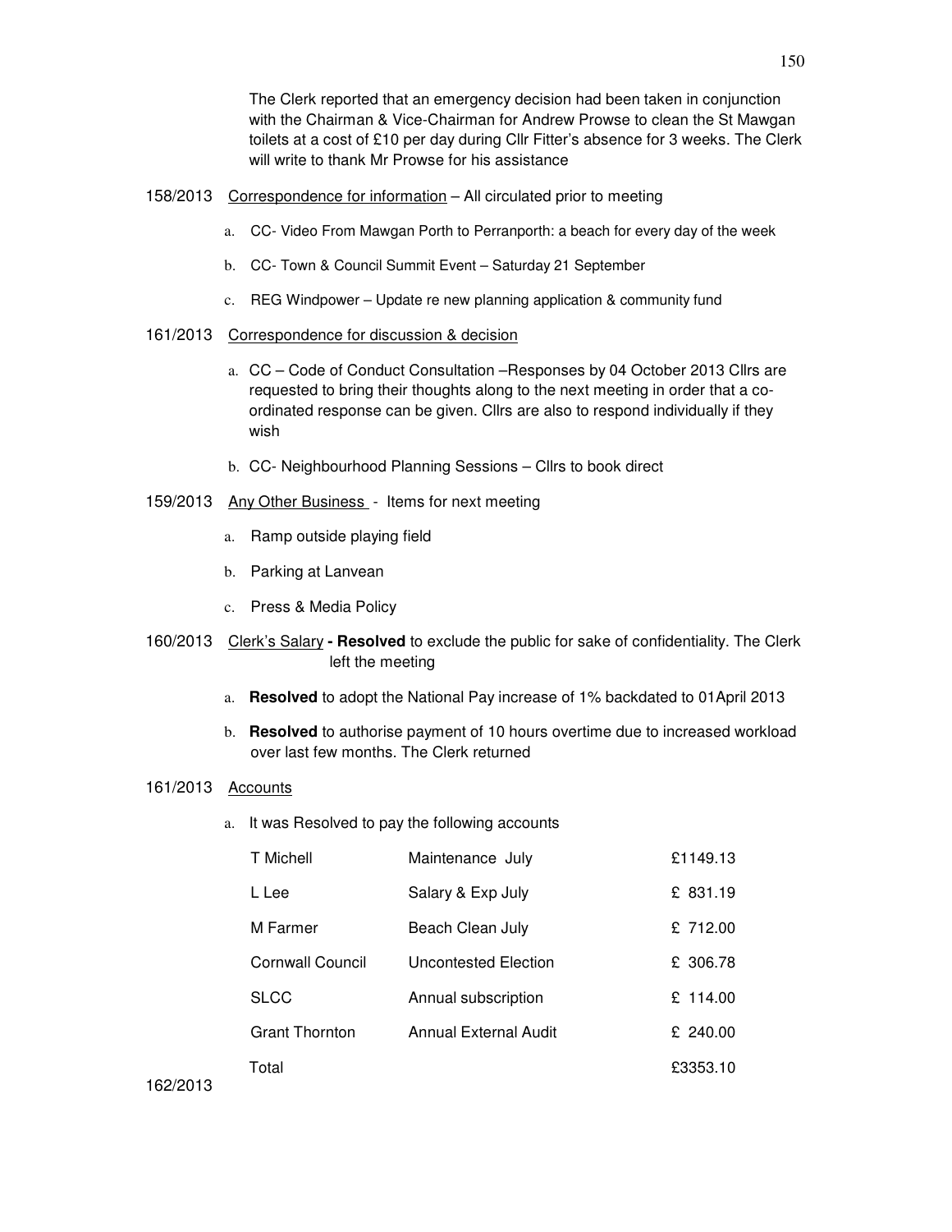The Clerk reported that an emergency decision had been taken in conjunction with the Chairman & Vice-Chairman for Andrew Prowse to clean the St Mawgan toilets at a cost of £10 per day during Cllr Fitter's absence for 3 weeks. The Clerk will write to thank Mr Prowse for his assistance

158/2013 Correspondence for information – All circulated prior to meeting

a. CC- Video From Mawgan Porth to Perranporth: a beach for every day of the week
b. CC- Town & Council Summit Event – Saturday 21 September
c. REG Windpower – Update re new planning application & community fund

161/2013 Correspondence for discussion & decision

a. CC – Code of Conduct Consultation –Responses by 04 October 2013 Cllrs are requested to bring their thoughts along to the next meeting in order that a co-ordinated response can be given. Cllrs are also to respond individually if they wish
b. CC- Neighbourhood Planning Sessions – Cllrs to book direct

159/2013 Any Other Business - Items for next meeting

a. Ramp outside playing field
b. Parking at Lanvean
c. Press & Media Policy

160/2013 Clerk's Salary **- Resolved** to exclude the public for sake of confidentiality. The Clerk left the meeting

a. **Resolved** to adopt the National Pay increase of 1% backdated to 01April 2013
b. **Resolved** to authorise payment of 10 hours overtime due to increased workload over last few months. The Clerk returned

161/2013 Accounts

a. It was Resolved to pay the following accounts

| | | |
|---|---|---|
| T Michell | Maintenance July | £1149.13 |
| L Lee | Salary & Exp July | £ 831.19 |
| M Farmer | Beach Clean July | £ 712.00 |
| Cornwall Council | Uncontested Election | £ 306.78 |
| SLCC | Annual subscription | £ 114.00 |
| Grant Thornton | Annual External Audit | £ 240.00 |
| Total | | £3353.10 |

162/2013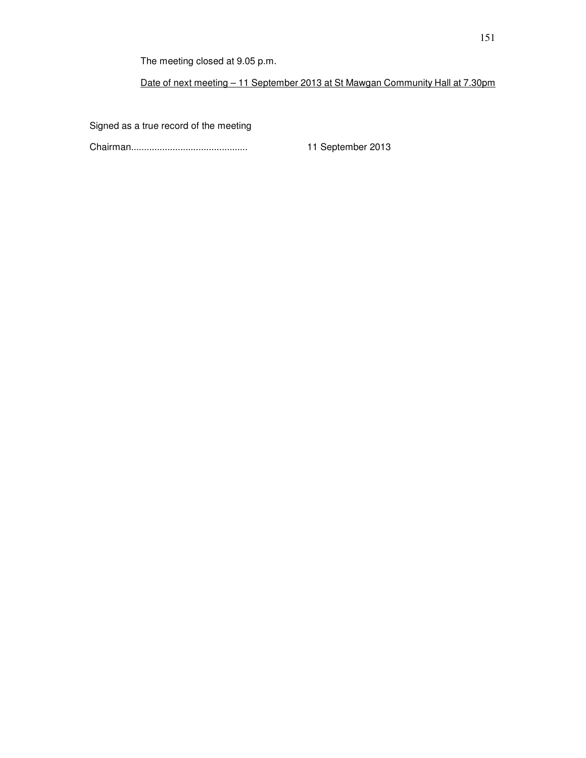The meeting closed at 9.05 p.m.

<u>Date of next meeting – 11 September 2013 at St Mawgan Community Hall at 7.30pm</u>

Signed as a true record of the meeting

Chairman............................................ 11 September 2013